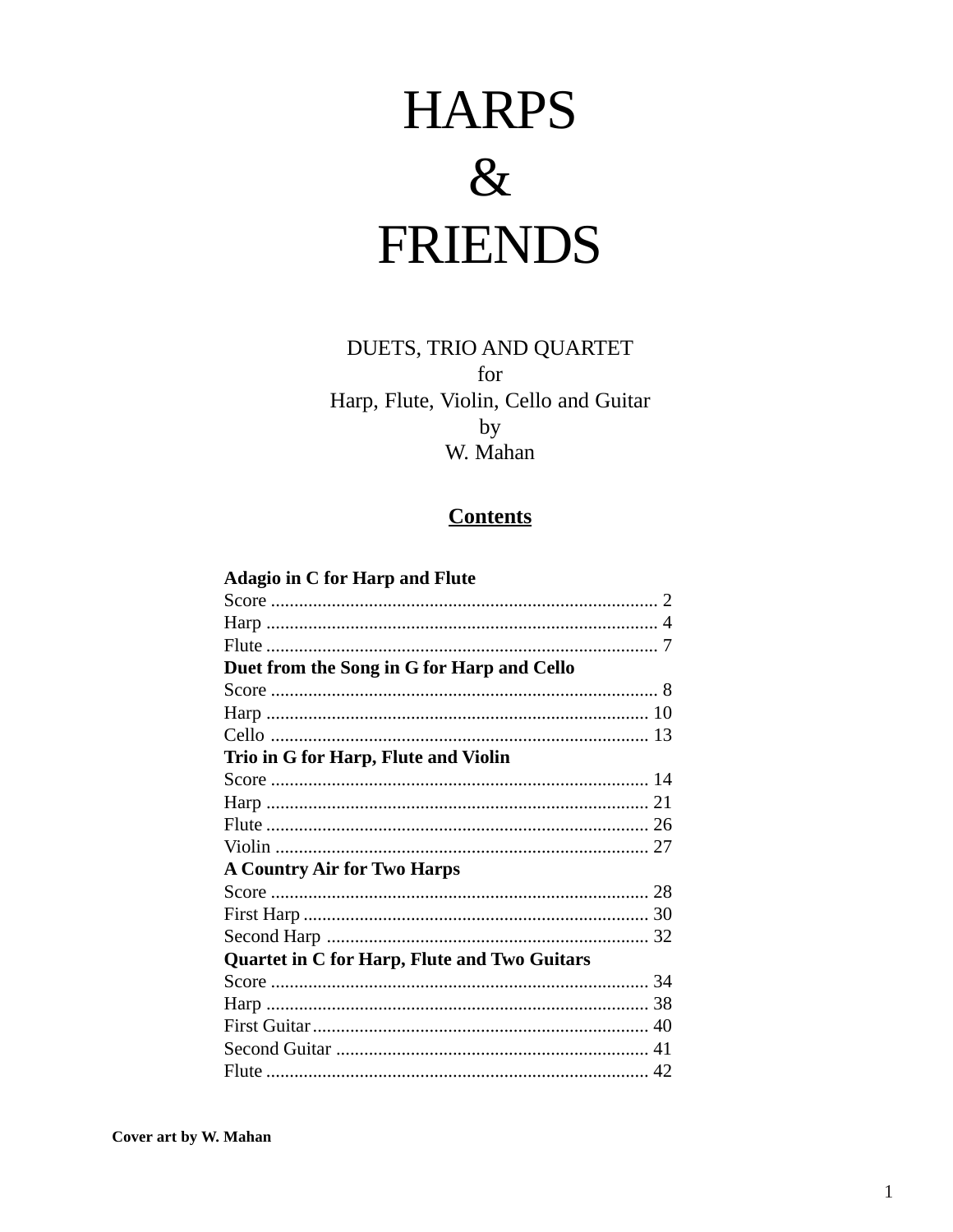# HARPS
# &
# FRIENDS

DUETS, TRIO AND QUARTET
for
Harp, Flute, Violin, Cello and Guitar
by
W. Mahan

## Contents

**Adagio in C for Harp and Flute**
Score .................................................................................. 2
Harp .................................................................................. 4
Flute .................................................................................. 7
**Duet from the Song in G for Harp and Cello**
Score .................................................................................. 8
Harp ................................................................................. 10
Cello ................................................................................ 13
**Trio in G for Harp, Flute and Violin**
Score ................................................................................ 14
Harp ................................................................................. 21
Flute ................................................................................. 26
Violin ............................................................................... 27
**A Country Air for Two Harps**
Score ................................................................................ 28
First Harp ......................................................................... 30
Second Harp .................................................................... 32
**Quartet in C for Harp, Flute and Two Guitars**
Score ................................................................................ 34
Harp ................................................................................. 38
First Guitar ....................................................................... 40
Second Guitar .................................................................. 41
Flute ................................................................................. 42

**Cover art by W. Mahan**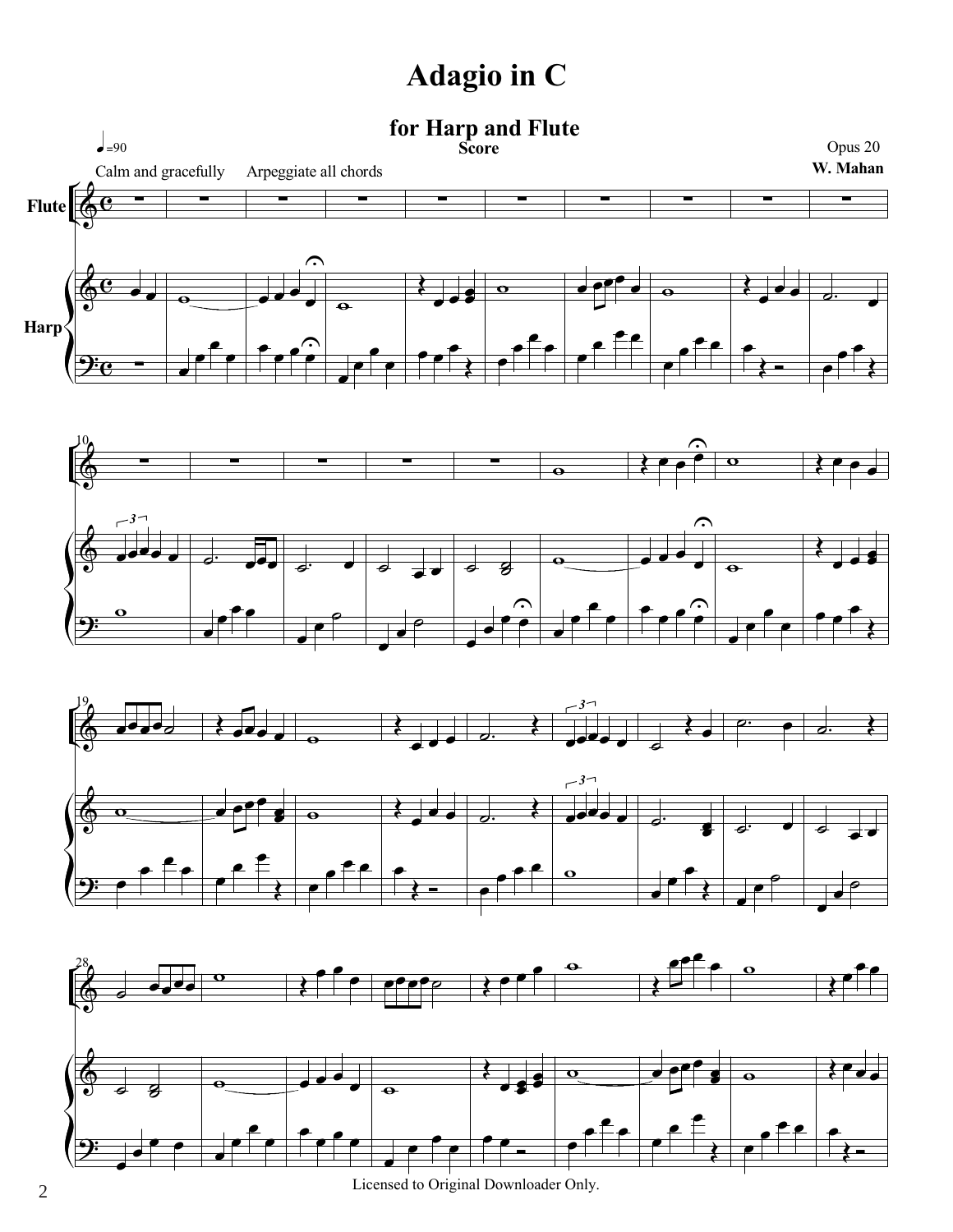# Adagio in C

## for Harp and Flute

Score

Opus 20

**W. Mahan**

♩=90

Calm and gracefully     Arpeggiate all chords

Flute

Harp

Licensed to Original Downloader Only.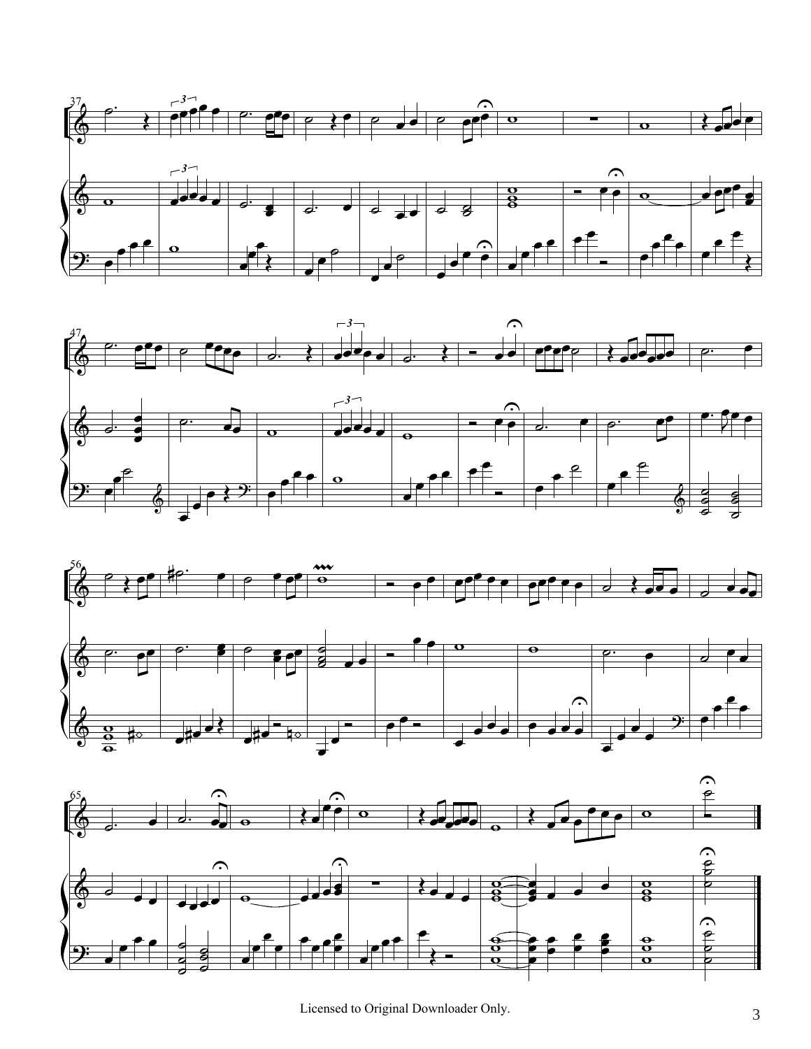Licensed to Original Downloader Only.